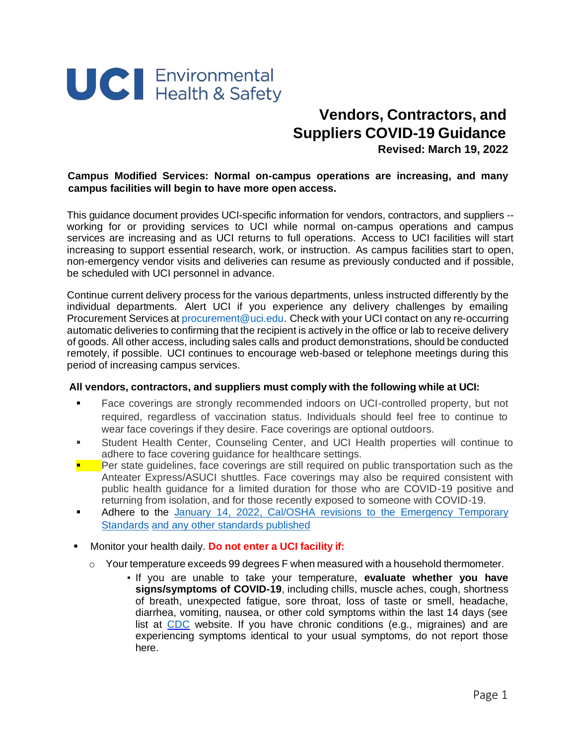UCI Environmental Health & Safety

# Vendors, Contractors, and Suppliers COVID-19 Guidance

**Revised: March 19, 2022**

**Campus Modified Services: Normal on-campus operations are increasing, and many campus facilities will begin to have more open access.**

This guidance document provides UCI-specific information for vendors, contractors, and suppliers -- working for or providing services to UCI while normal on-campus operations and campus services are increasing and as UCI returns to full operations. Access to UCI facilities will start increasing to support essential research, work, or instruction. As campus facilities start to open, non-emergency vendor visits and deliveries can resume as previously conducted and if possible, be scheduled with UCI personnel in advance.

Continue current delivery process for the various departments, unless instructed differently by the individual departments. Alert UCI if you experience any delivery challenges by emailing Procurement Services at procurement@uci.edu. Check with your UCI contact on any re-occurring automatic deliveries to confirming that the recipient is actively in the office or lab to receive delivery of goods. All other access, including sales calls and product demonstrations, should be conducted remotely, if possible. UCI continues to encourage web-based or telephone meetings during this period of increasing campus services.

**All vendors, contractors, and suppliers must comply with the following while at UCI:**

- Face coverings are strongly recommended indoors on UCI-controlled property, but not required, regardless of vaccination status. Individuals should feel free to continue to wear face coverings if they desire. Face coverings are optional outdoors.
- Student Health Center, Counseling Center, and UCI Health properties will continue to adhere to face covering guidance for healthcare settings.
- Per state guidelines, face coverings are still required on public transportation such as the Anteater Express/ASUCI shuttles. Face coverings may also be required consistent with public health guidance for a limited duration for those who are COVID-19 positive and returning from isolation, and for those recently exposed to someone with COVID-19.
- Adhere to the [January 14, 2022, Cal/OSHA revisions to the Emergency Temporary Standards](#) [and any other standards published](#)

- Monitor your health daily. **Do not enter a UCI facility if:**
  - Your temperature exceeds 99 degrees F when measured with a household thermometer.
    - If you are unable to take your temperature, **evaluate whether you have signs/symptoms of COVID-19**, including chills, muscle aches, cough, shortness of breath, unexpected fatigue, sore throat, loss of taste or smell, headache, diarrhea, vomiting, nausea, or other cold symptoms within the last 14 days (see list at [CDC](#) website. If you have chronic conditions (e.g., migraines) and are experiencing symptoms identical to your usual symptoms, do not report those here.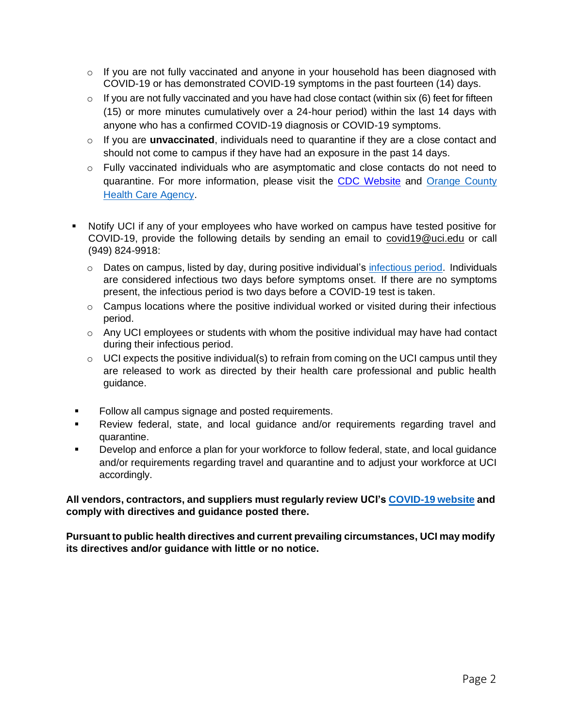- If you are not fully vaccinated and anyone in your household has been diagnosed with COVID-19 or has demonstrated COVID-19 symptoms in the past fourteen (14) days.
  - If you are not fully vaccinated and you have had close contact (within six (6) feet for fifteen (15) or more minutes cumulatively over a 24-hour period) within the last 14 days with anyone who has a confirmed COVID-19 diagnosis or COVID-19 symptoms.
  - If you are **unvaccinated**, individuals need to quarantine if they are a close contact and should not come to campus if they have had an exposure in the past 14 days.
  - Fully vaccinated individuals who are asymptomatic and close contacts do not need to quarantine. For more information, please visit the CDC Website and Orange County Health Care Agency.

- Notify UCI if any of your employees who have worked on campus have tested positive for COVID-19, provide the following details by sending an email to covid19@uci.edu or call (949) 824-9918:
  - Dates on campus, listed by day, during positive individual's infectious period. Individuals are considered infectious two days before symptoms onset. If there are no symptoms present, the infectious period is two days before a COVID-19 test is taken.
  - Campus locations where the positive individual worked or visited during their infectious period.
  - Any UCI employees or students with whom the positive individual may have had contact during their infectious period.
  - UCI expects the positive individual(s) to refrain from coming on the UCI campus until they are released to work as directed by their health care professional and public health guidance.

- Follow all campus signage and posted requirements.
- Review federal, state, and local guidance and/or requirements regarding travel and quarantine.
- Develop and enforce a plan for your workforce to follow federal, state, and local guidance and/or requirements regarding travel and quarantine and to adjust your workforce at UCI accordingly.

**All vendors, contractors, and suppliers must regularly review UCI's COVID-19 website and comply with directives and guidance posted there.**

**Pursuant to public health directives and current prevailing circumstances, UCI may modify its directives and/or guidance with little or no notice.**